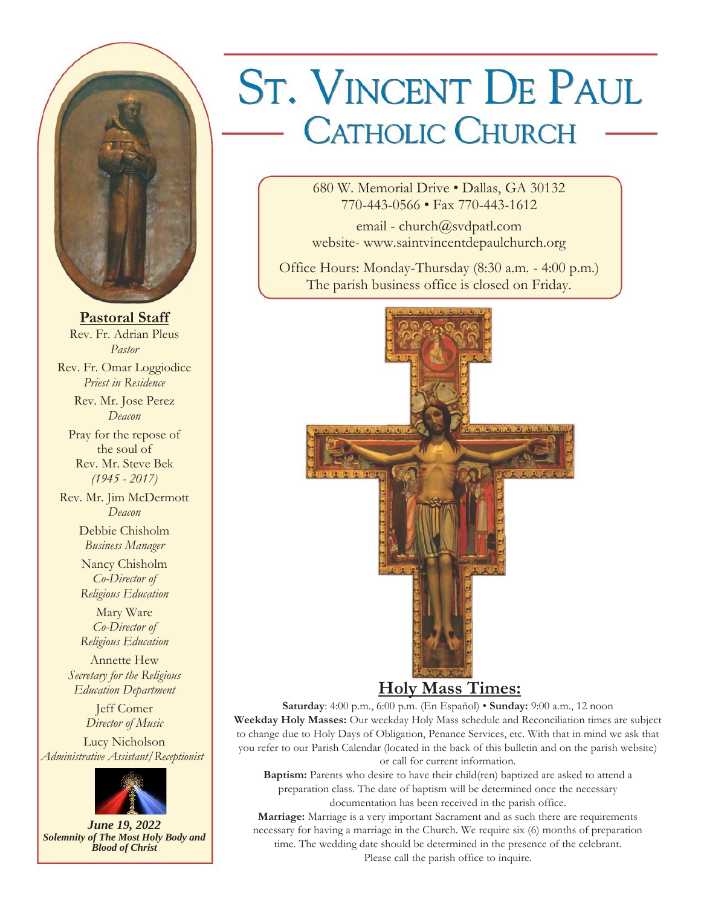# ST. VINCENT DE PAUL
## CATHOLIC CHURCH

680 W. Memorial Drive • Dallas, GA 30132
770-443-0566 • Fax 770-443-1612

email - church@svdpatl.com
website- www.saintvincentdepaulchurch.org

Office Hours: Monday-Thursday (8:30 a.m. - 4:00 p.m.)
The parish business office is closed on Friday.

**Pastoral Staff**

Rev. Fr. Adrian Pleus
*Pastor*

Rev. Fr. Omar Loggiodice
*Priest in Residence*

Rev. Mr. Jose Perez
*Deacon*

Pray for the repose of the soul of
Rev. Mr. Steve Bek
*(1945 - 2017)*

Rev. Mr. Jim McDermott
*Deacon*

Debbie Chisholm
*Business Manager*

Nancy Chisholm
*Co-Director of Religious Education*

Mary Ware
*Co-Director of Religious Education*

Annette Hew
*Secretary for the Religious Education Department*

Jeff Comer
*Director of Music*

Lucy Nicholson
*Administrative Assistant/Receptionist*

***June 19, 2022***
***Solemnity of The Most Holy Body and Blood of Christ***

## Holy Mass Times:

**Saturday**: 4:00 p.m., 6:00 p.m. (En Español) • **Sunday:** 9:00 a.m., 12 noon

**Weekday Holy Masses:** Our weekday Holy Mass schedule and Reconciliation times are subject to change due to Holy Days of Obligation, Penance Services, etc. With that in mind we ask that you refer to our Parish Calendar (located in the back of this bulletin and on the parish website) or call for current information.

**Baptism:** Parents who desire to have their child(ren) baptized are asked to attend a preparation class. The date of baptism will be determined once the necessary documentation has been received in the parish office.

**Marriage:** Marriage is a very important Sacrament and as such there are requirements necessary for having a marriage in the Church. We require six (6) months of preparation time. The wedding date should be determined in the presence of the celebrant. Please call the parish office to inquire.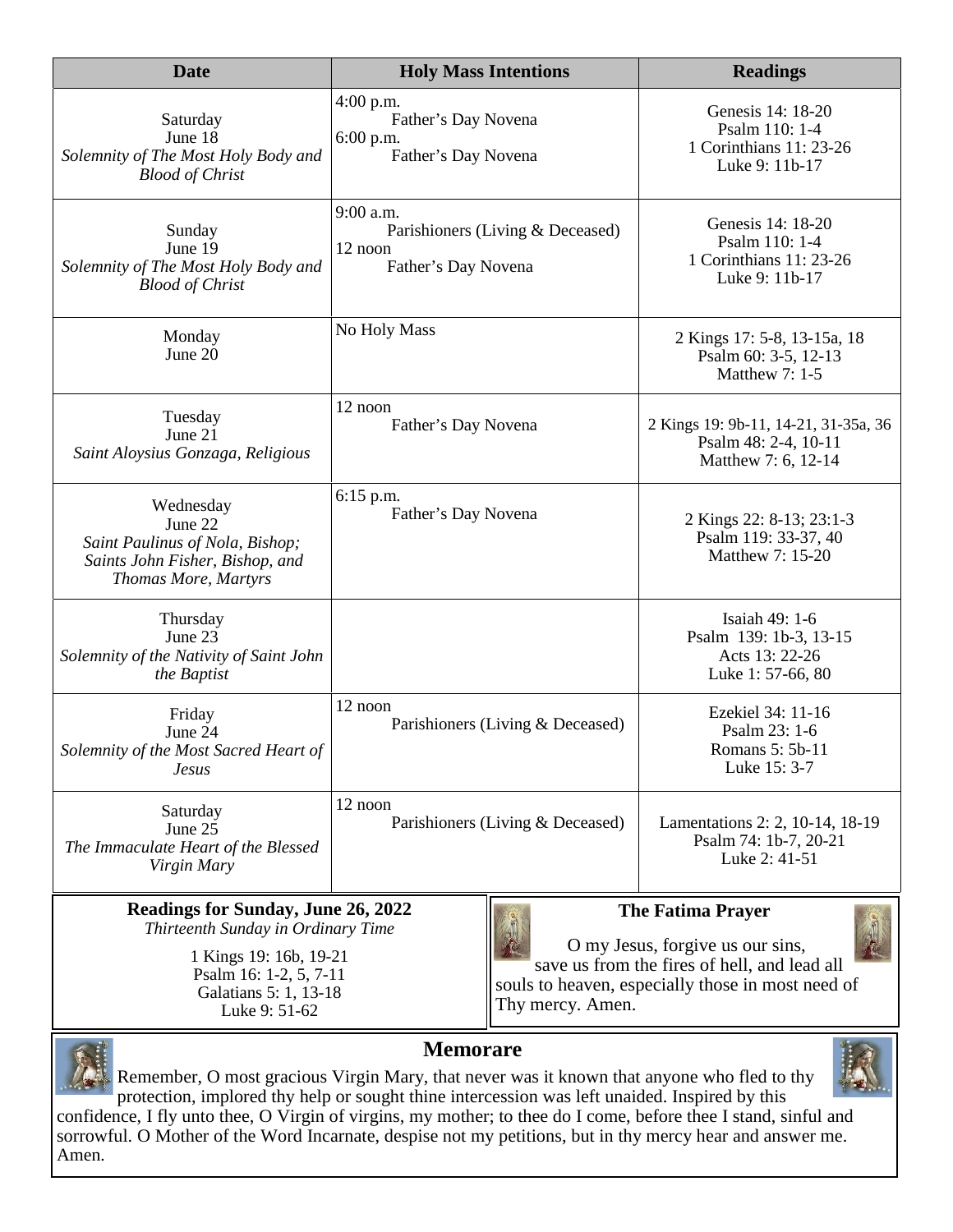| Date | Holy Mass Intentions | Readings |
|---|---|---|
| Saturday<br>June 18<br>*Solemnity of The Most Holy Body and Blood of Christ* | 4:00 p.m.<br>Father's Day Novena<br>6:00 p.m.<br>Father's Day Novena | Genesis 14: 18-20<br>Psalm 110: 1-4<br>1 Corinthians 11: 23-26<br>Luke 9: 11b-17 |
| Sunday<br>June 19<br>*Solemnity of The Most Holy Body and Blood of Christ* | 9:00 a.m.<br>Parishioners (Living & Deceased)<br>12 noon<br>Father's Day Novena | Genesis 14: 18-20<br>Psalm 110: 1-4<br>1 Corinthians 11: 23-26<br>Luke 9: 11b-17 |
| Monday<br>June 20 | No Holy Mass | 2 Kings 17: 5-8, 13-15a, 18<br>Psalm 60: 3-5, 12-13<br>Matthew 7: 1-5 |
| Tuesday<br>June 21<br>*Saint Aloysius Gonzaga, Religious* | 12 noon<br>Father's Day Novena | 2 Kings 19: 9b-11, 14-21, 31-35a, 36<br>Psalm 48: 2-4, 10-11<br>Matthew 7: 6, 12-14 |
| Wednesday<br>June 22<br>*Saint Paulinus of Nola, Bishop; Saints John Fisher, Bishop, and Thomas More, Martyrs* | 6:15 p.m.<br>Father's Day Novena | 2 Kings 22: 8-13; 23:1-3<br>Psalm 119: 33-37, 40<br>Matthew 7: 15-20 |
| Thursday<br>June 23<br>*Solemnity of the Nativity of Saint John the Baptist* | | Isaiah 49: 1-6<br>Psalm 139: 1b-3, 13-15<br>Acts 13: 22-26<br>Luke 1: 57-66, 80 |
| Friday<br>June 24<br>*Solemnity of the Most Sacred Heart of Jesus* | 12 noon<br>Parishioners (Living & Deceased) | Ezekiel 34: 11-16<br>Psalm 23: 1-6<br>Romans 5: 5b-11<br>Luke 15: 3-7 |
| Saturday<br>June 25<br>*The Immaculate Heart of the Blessed Virgin Mary* | 12 noon<br>Parishioners (Living & Deceased) | Lamentations 2: 2, 10-14, 18-19<br>Psalm 74: 1b-7, 20-21<br>Luke 2: 41-51 |

**Readings for Sunday, June 26, 2022**

*Thirteenth Sunday in Ordinary Time*

1 Kings 19: 16b, 19-21
Psalm 16: 1-2, 5, 7-11
Galatians 5: 1, 13-18
Luke 9: 51-62

**The Fatima Prayer**

O my Jesus, forgive us our sins, save us from the fires of hell, and lead all souls to heaven, especially those in most need of Thy mercy. Amen.

## Memorare

Remember, O most gracious Virgin Mary, that never was it known that anyone who fled to thy protection, implored thy help or sought thine intercession was left unaided. Inspired by this confidence, I fly unto thee, O Virgin of virgins, my mother; to thee do I come, before thee I stand, sinful and sorrowful. O Mother of the Word Incarnate, despise not my petitions, but in thy mercy hear and answer me. Amen.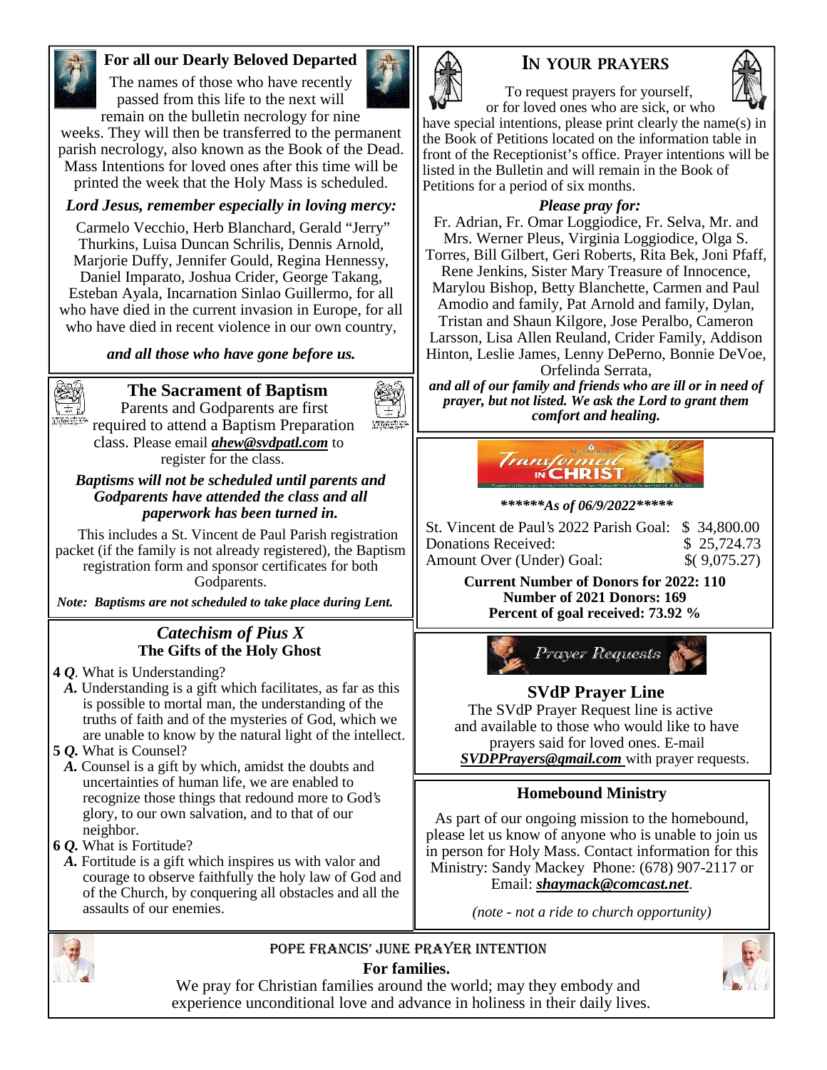## For all our Dearly Beloved Departed

The names of those who have recently passed from this life to the next will remain on the bulletin necrology for nine weeks. They will then be transferred to the permanent parish necrology, also known as the Book of the Dead. Mass Intentions for loved ones after this time will be printed the week that the Holy Mass is scheduled.

***Lord Jesus, remember especially in loving mercy:***

Carmelo Vecchio, Herb Blanchard, Gerald "Jerry" Thurkins, Luisa Duncan Schrilis, Dennis Arnold, Marjorie Duffy, Jennifer Gould, Regina Hennessy, Daniel Imparato, Joshua Crider, George Takang, Esteban Ayala, Incarnation Sinlao Guillermo, for all who have died in the current invasion in Europe, for all who have died in recent violence in our own country,

***and all those who have gone before us.***

## The Sacrament of Baptism

Parents and Godparents are first required to attend a Baptism Preparation class. Please email ***ahew@svdpatl.com*** to register for the class.

***Baptisms will not be scheduled until parents and Godparents have attended the class and all paperwork has been turned in.***

This includes a St. Vincent de Paul Parish registration packet (if the family is not already registered), the Baptism registration form and sponsor certificates for both Godparents.

***Note: Baptisms are not scheduled to take place during Lent.***

## *Catechism of Pius X*

### The Gifts of the Holy Ghost

**4** ***Q***. What is Understanding?

***A.*** Understanding is a gift which facilitates, as far as this is possible to mortal man, the understanding of the truths of faith and of the mysteries of God, which we are unable to know by the natural light of the intellect.

**5** ***Q.*** What is Counsel?

***A.*** Counsel is a gift by which, amidst the doubts and uncertainties of human life, we are enabled to recognize those things that redound more to God's glory, to our own salvation, and to that of our neighbor.

**6** ***Q.*** What is Fortitude?

***A.*** Fortitude is a gift which inspires us with valor and courage to observe faithfully the holy law of God and of the Church, by conquering all obstacles and all the assaults of our enemies.

## In your prayers

To request prayers for yourself, or for loved ones who are sick, or who have special intentions, please print clearly the name(s) in the Book of Petitions located on the information table in front of the Receptionist's office. Prayer intentions will be listed in the Bulletin and will remain in the Book of Petitions for a period of six months.

***Please pray for:***

Fr. Adrian, Fr. Omar Loggiodice, Fr. Selva, Mr. and Mrs. Werner Pleus, Virginia Loggiodice, Olga S. Torres, Bill Gilbert, Geri Roberts, Rita Bek, Joni Pfaff, Rene Jenkins, Sister Mary Treasure of Innocence, Marylou Bishop, Betty Blanchette, Carmen and Paul Amodio and family, Pat Arnold and family, Dylan, Tristan and Shaun Kilgore, Jose Peralbo, Cameron Larsson, Lisa Allen Reuland, Crider Family, Addison Hinton, Leslie James, Lenny DePerno, Bonnie DeVoe, Orfelinda Serrata,

***and all of our family and friends who are ill or in need of prayer, but not listed. We ask the Lord to grant them comfort and healing.***

## Transformed in Christ

***\*\*\*\*\*\*As of 06/9/2022\*\*\*\*\****

| | |
|---|---|
| St. Vincent de Paul's 2022 Parish Goal: | $ 34,800.00 |
| Donations Received: | $ 25,724.73 |
| Amount Over (Under) Goal: | $( 9,075.27) |

**Current Number of Donors for 2022: 110**
**Number of 2021 Donors: 169**
**Percent of goal received: 73.92 %**

*Prayer Requests*

## SVdP Prayer Line

The SVdP Prayer Request line is active and available to those who would like to have prayers said for loved ones. E-mail ***SVDPPrayers@gmail.com*** with prayer requests.

## Homebound Ministry

As part of our ongoing mission to the homebound, please let us know of anyone who is unable to join us in person for Holy Mass. Contact information for this Ministry: Sandy Mackey Phone: (678) 907-2117 or Email: ***shaymack@comcast.net***.

*(note - not a ride to church opportunity)*

## Pope Francis' June Prayer Intention

**For families.**

We pray for Christian families around the world; may they embody and experience unconditional love and advance in holiness in their daily lives.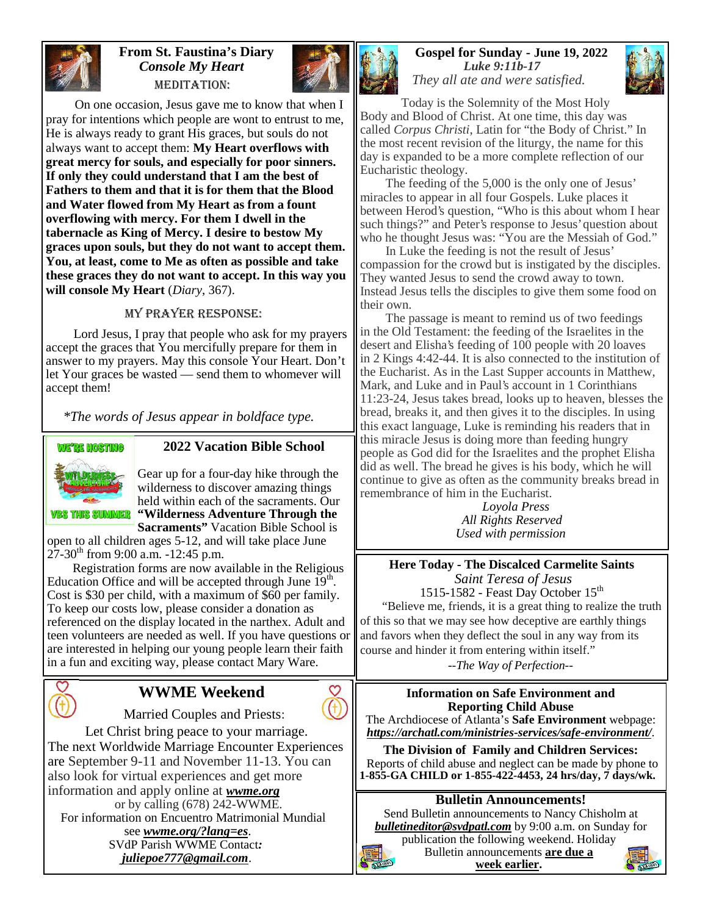## From St. Faustina's Diary

### *Console My Heart*

MEDITATION:

On one occasion, Jesus gave me to know that when I pray for intentions which people are wont to entrust to me, He is always ready to grant His graces, but souls do not always want to accept them: **My Heart overflows with great mercy for souls, and especially for poor sinners. If only they could understand that I am the best of Fathers to them and that it is for them that the Blood and Water flowed from My Heart as from a fount overflowing with mercy. For them I dwell in the tabernacle as King of Mercy. I desire to bestow My graces upon souls, but they do not want to accept them. You, at least, come to Me as often as possible and take these graces they do not want to accept. In this way you will console My Heart** (*Diary*, 367).

MY PRAYER RESPONSE:

Lord Jesus, I pray that people who ask for my prayers accept the graces that You mercifully prepare for them in answer to my prayers. May this console Your Heart. Don't let Your graces be wasted — send them to whomever will accept them!

*\*The words of Jesus appear in boldface type.*

## 2022 Vacation Bible School

WE'RE HOSTING VBS THIS SUMMER

Gear up for a four-day hike through the wilderness to discover amazing things held within each of the sacraments. Our **"Wilderness Adventure Through the Sacraments"** Vacation Bible School is open to all children ages 5-12, and will take place June 27-30th from 9:00 a.m. -12:45 p.m.

Registration forms are now available in the Religious Education Office and will be accepted through June 19th. Cost is $30 per child, with a maximum of $60 per family. To keep our costs low, please consider a donation as referenced on the display located in the narthex. Adult and teen volunteers are needed as well. If you have questions or are interested in helping our young people learn their faith in a fun and exciting way, please contact Mary Ware.

## WWME Weekend

Married Couples and Priests:

Let Christ bring peace to your marriage.

The next Worldwide Marriage Encounter Experiences are September 9-11 and November 11-13. You can also look for virtual experiences and get more information and apply online at ***wwme.org*** or by calling (678) 242-WWME.

For information on Encuentro Matrimonial Mundial see ***wwme.org/?lang=es***.

SVdP Parish WWME Contact***:*** ***juliepoe777@gmail.com***.

## Gospel for Sunday - June 19, 2022

*Luke 9:11b-17*

*They all ate and were satisfied.*

Today is the Solemnity of the Most Holy Body and Blood of Christ. At one time, this day was called *Corpus Christi*, Latin for "the Body of Christ." In the most recent revision of the liturgy, the name for this day is expanded to be a more complete reflection of our Eucharistic theology.

The feeding of the 5,000 is the only one of Jesus' miracles to appear in all four Gospels. Luke places it between Herod's question, "Who is this about whom I hear such things?" and Peter's response to Jesus' question about who he thought Jesus was: "You are the Messiah of God."

In Luke the feeding is not the result of Jesus' compassion for the crowd but is instigated by the disciples. They wanted Jesus to send the crowd away to town. Instead Jesus tells the disciples to give them some food on their own.

The passage is meant to remind us of two feedings in the Old Testament: the feeding of the Israelites in the desert and Elisha's feeding of 100 people with 20 loaves in 2 Kings 4:42-44. It is also connected to the institution of the Eucharist. As in the Last Supper accounts in Matthew, Mark, and Luke and in Paul's account in 1 Corinthians 11:23-24, Jesus takes bread, looks up to heaven, blesses the bread, breaks it, and then gives it to the disciples. In using this exact language, Luke is reminding his readers that in this miracle Jesus is doing more than feeding hungry people as God did for the Israelites and the prophet Elisha did as well. The bread he gives is his body, which he will continue to give as often as the community breaks bread in remembrance of him in the Eucharist.

*Loyola Press*
*All Rights Reserved*
*Used with permission*

## Here Today - The Discalced Carmelite Saints

*Saint Teresa of Jesus*

1515-1582 - Feast Day October 15th

"Believe me, friends, it is a great thing to realize the truth of this so that we may see how deceptive are earthly things and favors when they deflect the soul in any way from its course and hinder it from entering within itself."

*--The Way of Perfection--*

## Information on Safe Environment and Reporting Child Abuse

The Archdiocese of Atlanta's **Safe Environment** webpage: ***https://archatl.com/ministries-services/safe-environment/***.

**The Division of Family and Children Services:**

Reports of child abuse and neglect can be made by phone to **1-855-GA CHILD or 1-855-422-4453, 24 hrs/day, 7 days/wk.**

## Bulletin Announcements!

Send Bulletin announcements to Nancy Chisholm at ***bulletineditor@svdpatl.com*** by 9:00 a.m. on Sunday for publication the following weekend. Holiday Bulletin announcements **are due a week earlier.**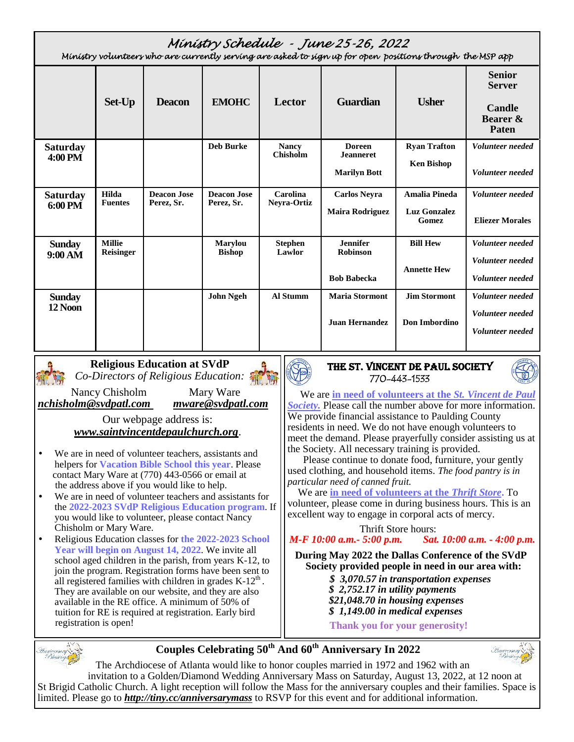# Ministry Schedule - June 25-26, 2022

*Ministry volunteers who are currently serving are asked to sign up for open positions through the MSP app*

| | Set-Up | Deacon | EMOHC | Lector | Guardian | Usher | Senior Server / Candle Bearer & Paten |
|---|---|---|---|---|---|---|---|
| **Saturday 4:00 PM** | | | Deb Burke | Nancy Chisholm | Doreen Jeanneret<br>Marilyn Bott | Ryan Trafton<br>Ken Bishop | *Volunteer needed*<br>*Volunteer needed* |
| **Saturday 6:00 PM** | Hilda Fuentes | Deacon Jose Perez, Sr. | Deacon Jose Perez, Sr. | Carolina Neyra-Ortiz | Carlos Neyra<br>Maira Rodriguez | Amalia Pineda<br>Luz Gonzalez Gomez | *Volunteer needed*<br>Eliezer Morales |
| **Sunday 9:00 AM** | Millie Reisinger | | Marylou Bishop | Stephen Lawlor | Jennifer Robinson<br>Bob Babecka | Bill Hew<br>Annette Hew | *Volunteer needed*<br>*Volunteer needed*<br>*Volunteer needed* |
| **Sunday 12 Noon** | | | John Ngeh | Al Stumm | Maria Stormont<br>Juan Hernandez | Jim Stormont<br>Don Imbordino | *Volunteer needed*<br>*Volunteer needed*<br>*Volunteer needed* |

## Religious Education at SVdP

*Co-Directors of Religious Education:*

Nancy Chisholm — ***nchisholm@svdpatl.com***
Mary Ware — ***mware@svdpatl.com***

Our webpage address is: ***www.saintvincentdepaulchurch.org***.

- We are in need of volunteer teachers, assistants and helpers for **Vacation Bible School this year**. Please contact Mary Ware at (770) 443-0566 or email at the address above if you would like to help.
- We are in need of volunteer teachers and assistants for the **2022-2023 SVdP Religious Education program**. If you would like to volunteer, please contact Nancy Chisholm or Mary Ware.
- Religious Education classes for **the 2022-2023 School Year will begin on August 14, 2022**. We invite all school aged children in the parish, from years K-12, to join the program. Registration forms have been sent to all registered families with children in grades K-12th. They are available on our website, and they are also available in the RE office. A minimum of 50% of tuition for RE is required at registration. Early bird registration is open!

## THE ST. VINCENT DE PAUL SOCIETY

770-443-1533

We are **in need of volunteers at the *St. Vincent de Paul Society.*** Please call the number above for more information. We provide financial assistance to Paulding County residents in need. We do not have enough volunteers to meet the demand. Please prayerfully consider assisting us at the Society. All necessary training is provided.

Please continue to donate food, furniture, your gently used clothing, and household items. *The food pantry is in particular need of canned fruit.*

We are **in need of volunteers at the *Thrift Store***. To volunteer, please come in during business hours. This is an excellent way to engage in corporal acts of mercy.

Thrift Store hours:
***M-F 10:00 a.m.- 5:00 p.m.*** ***Sat. 10:00 a.m. - 4:00 p.m.***

**During May 2022 the Dallas Conference of the SVdP Society provided people in need in our area with:**

***$ 3,070.57 in transportation expenses***
***$ 2,752.17 in utility payments***
***$21,048.70 in housing expenses***
***$ 1,149.00 in medical expenses***

**Thank you for your generosity!**

## Couples Celebrating 50th And 60th Anniversary In 2022

The Archdiocese of Atlanta would like to honor couples married in 1972 and 1962 with an invitation to a Golden/Diamond Wedding Anniversary Mass on Saturday, August 13, 2022, at 12 noon at St Brigid Catholic Church. A light reception will follow the Mass for the anniversary couples and their families. Space is limited. Please go to ***http://tiny.cc/anniversarymass*** to RSVP for this event and for additional information.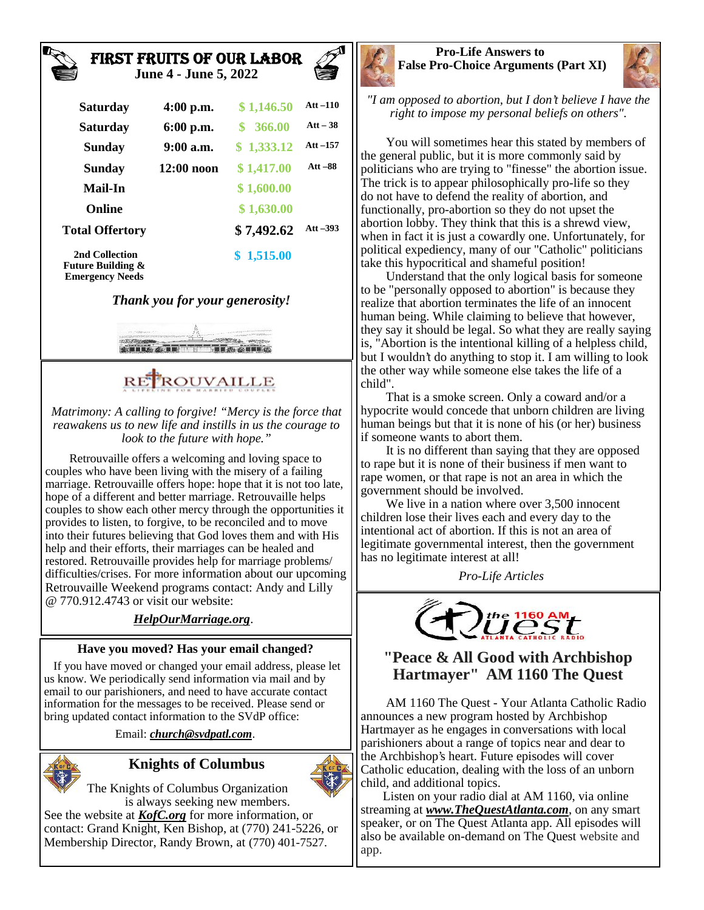## FIRST FRUITS OF OUR LABOR

**June 4 - June 5, 2022**

| | | | |
|---|---|---|---|
| **Saturday** | **4:00 p.m.** | **$ 1,146.50** | **Att –110** |
| **Saturday** | **6:00 p.m.** | **$ 366.00** | **Att – 38** |
| **Sunday** | **9:00 a.m.** | **$ 1,333.12** | **Att –157** |
| **Sunday** | **12:00 noon** | **$ 1,417.00** | **Att –88** |
| **Mail-In** | | **$ 1,600.00** | |
| **Online** | | **$ 1,630.00** | |
| **Total Offertory** | | **$ 7,492.62** | **Att –393** |
| **2nd Collection Future Building & Emergency Needs** | | **$ 1,515.00** | |

***Thank you for your generosity!***

## RETROUVAILLE

A LIFELINE FOR MARRIED COUPLES

*Matrimony: A calling to forgive! "Mercy is the force that reawakens us to new life and instills in us the courage to look to the future with hope."*

Retrouvaille offers a welcoming and loving space to couples who have been living with the misery of a failing marriage. Retrouvaille offers hope: hope that it is not too late, hope of a different and better marriage. Retrouvaille helps couples to show each other mercy through the opportunities it provides to listen, to forgive, to be reconciled and to move into their futures believing that God loves them and with His help and their efforts, their marriages can be healed and restored. Retrouvaille provides help for marriage problems/ difficulties/crises. For more information about our upcoming Retrouvaille Weekend programs contact: Andy and Lilly @ 770.912.4743 or visit our website:

***HelpOurMarriage.org***.

### Have you moved? Has your email changed?

If you have moved or changed your email address, please let us know. We periodically send information via mail and by email to our parishioners, and need to have accurate contact information for the messages to be received. Please send or bring updated contact information to the SVdP office:

Email: ***church@svdpatl.com***.

## Knights of Columbus

The Knights of Columbus Organization is always seeking new members. See the website at ***KofC.org*** for more information, or contact: Grand Knight, Ken Bishop, at (770) 241-5226, or Membership Director, Randy Brown, at (770) 401-7527.

## Pro-Life Answers to False Pro-Choice Arguments (Part XI)

*"I am opposed to abortion, but I don't believe I have the right to impose my personal beliefs on others".*

You will sometimes hear this stated by members of the general public, but it is more commonly said by politicians who are trying to "finesse" the abortion issue. The trick is to appear philosophically pro-life so they do not have to defend the reality of abortion, and functionally, pro-abortion so they do not upset the abortion lobby. They think that this is a shrewd view, when in fact it is just a cowardly one. Unfortunately, for political expediency, many of our "Catholic" politicians take this hypocritical and shameful position!

Understand that the only logical basis for someone to be "personally opposed to abortion" is because they realize that abortion terminates the life of an innocent human being. While claiming to believe that however, they say it should be legal. So what they are really saying is, "Abortion is the intentional killing of a helpless child, but I wouldn't do anything to stop it. I am willing to look the other way while someone else takes the life of a child".

That is a smoke screen. Only a coward and/or a hypocrite would concede that unborn children are living human beings but that it is none of his (or her) business if someone wants to abort them.

It is no different than saying that they are opposed to rape but it is none of their business if men want to rape women, or that rape is not an area in which the government should be involved.

We live in a nation where over 3,500 innocent children lose their lives each and every day to the intentional act of abortion. If this is not an area of legitimate governmental interest, then the government has no legitimate interest at all!

*Pro-Life Articles*

the 1160 AM Quest — ATLANTA CATHOLIC RADIO

## "Peace & All Good with Archbishop Hartmayer" AM 1160 The Quest

AM 1160 The Quest - Your Atlanta Catholic Radio announces a new program hosted by Archbishop Hartmayer as he engages in conversations with local parishioners about a range of topics near and dear to the Archbishop's heart. Future episodes will cover Catholic education, dealing with the loss of an unborn child, and additional topics.

Listen on your radio dial at AM 1160, via online streaming at ***www.TheQuestAtlanta.com***, on any smart speaker, or on The Quest Atlanta app. All episodes will also be available on-demand on The Quest website and app.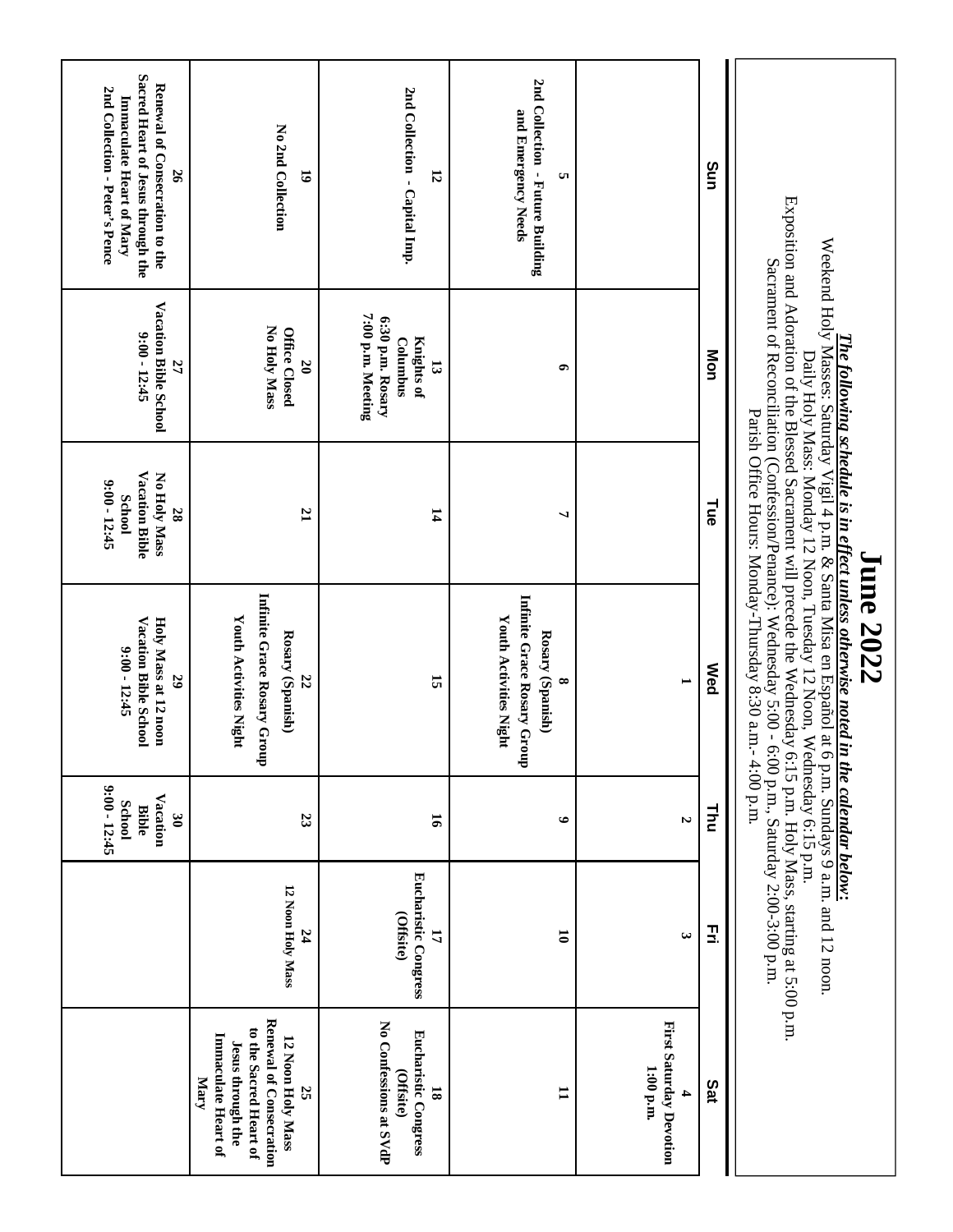# June 2022

***The following schedule is in effect unless otherwise noted in the calendar below:***

Weekend Holy Masses: Saturday Vigil 4 p.m. & Santa Misa en Español at 6 p.m. Sundays 9 a.m. and 12 noon.

Daily Holy Mass: Monday 12 Noon, Tuesday 12 Noon, Wednesday 6:15 p.m.

Exposition and Adoration of the Blessed Sacrament will precede the Wednesday 6:15 p.m. Holy Mass, starting at 5:00 p.m.

Sacrament of Reconciliation (Confession/Penance): Wednesday 5:00 - 6:00 p.m., Saturday 2:00-3:00 p.m.

Parish Office Hours: Monday-Thursday 8:30 a.m.- 4:00 p.m.

| Sun | Mon | Tue | Wed | Thu | Fri | Sat |
|---|---|---|---|---|---|---|
| | | | **1** | **2** | **3** | **4** **First Saturday Devotion 1:00 p.m.** |
| **5** **2nd Collection - Future Building and Emergency Needs** | **6** | **7** | **8** **Rosary (Spanish) Infinite Grace Rosary Group Youth Activities Night** | **9** | **10** | **11** |
| **12** **2nd Collection - Capital Imp.** | **13** **Knights of Columbus 6:30 p.m. Rosary 7:00 p.m. Meeting** | **14** | **15** | **16** | **17** **Eucharistic Congress (Offsite)** | **18** **Eucharistic Congress (Offsite) No Confessions at SVdP** |
| **19** **No 2nd Collection** | **20** **Office Closed No Holy Mass** | **21** | **22** **Rosary (Spanish) Infinite Grace Rosary Group Youth Activities Night** | **23** | **24** **12 Noon Holy Mass** | **25** **12 Noon Holy Mass Renewal of Consecration to the Sacred Heart of Jesus through the Immaculate Heart of Mary** |
| **26** **Renewal of Consecration to the Sacred Heart of Jesus through the Immaculate Heart of Mary 2nd Collection - Peter's Pence** | **27** **Vacation Bible School 9:00 - 12:45** | **28** **No Holy Mass Vacation Bible School 9:00 - 12:45** | **29** **Holy Mass at 12 noon Vacation Bible School 9:00 - 12:45** | **30** **Vacation Bible School 9:00 - 12:45** | | |